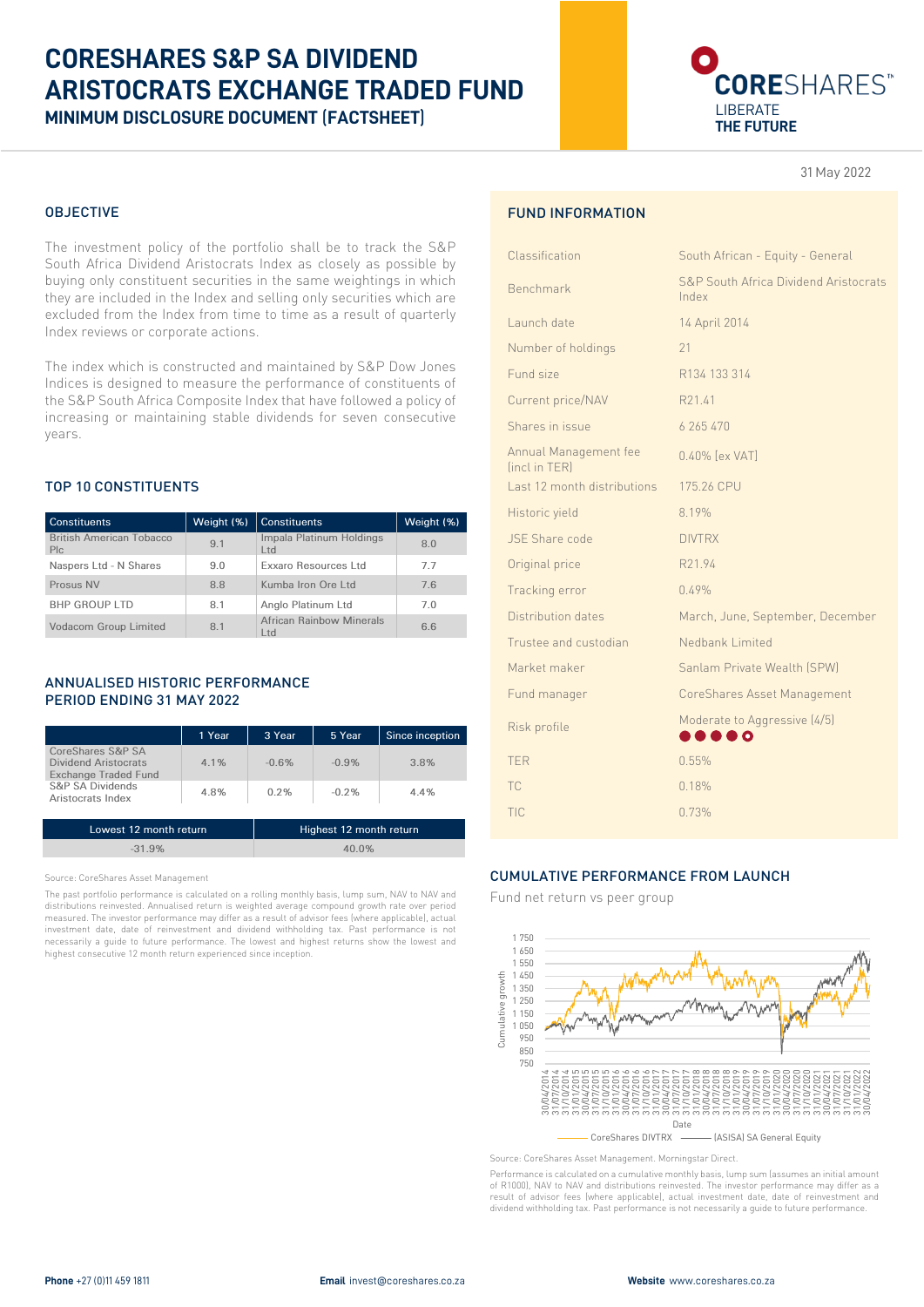# CORESHARES S&P SA DIVIDEND ARISTOCRATS EXCHANGE TRADED FUND

## MINIMUM DISCLOSURE DOCUMENT (FACTSHEET)

CORESHARES™
LIBERATE
**THE FUTURE**

31 May 2022

## OBJECTIVE

The investment policy of the portfolio shall be to track the S&P South Africa Dividend Aristocrats Index as closely as possible by buying only constituent securities in the same weightings in which they are included in the Index and selling only securities which are excluded from the Index from time to time as a result of quarterly Index reviews or corporate actions.

The index which is constructed and maintained by S&P Dow Jones Indices is designed to measure the performance of constituents of the S&P South Africa Composite Index that have followed a policy of increasing or maintaining stable dividends for seven consecutive years.

## TOP 10 CONSTITUENTS

| Constituents | Weight (%) | Constituents | Weight (%) |
|---|---|---|---|
| British American Tobacco Plc | 9.1 | Impala Platinum Holdings Ltd | 8.0 |
| Naspers Ltd - N Shares | 9.0 | Exxaro Resources Ltd | 7.7 |
| Prosus NV | 8.8 | Kumba Iron Ore Ltd | 7.6 |
| BHP GROUP LTD | 8.1 | Anglo Platinum Ltd | 7.0 |
| Vodacom Group Limited | 8.1 | African Rainbow Minerals Ltd | 6.6 |

## ANNUALISED HISTORIC PERFORMANCE PERIOD ENDING 31 MAY 2022

| | 1 Year | 3 Year | 5 Year | Since inception |
|---|---|---|---|---|
| CoreShares S&P SA Dividend Aristocrats Exchange Traded Fund | 4.1% | -0.6% | -0.9% | 3.8% |
| S&P SA Dividends Aristocrats Index | 4.8% | 0.2% | -0.2% | 4.4% |

| Lowest 12 month return | Highest 12 month return |
|---|---|
| -31.9% | 40.0% |

Source: CoreShares Asset Management

The past portfolio performance is calculated on a rolling monthly basis, lump sum, NAV to NAV and distributions reinvested. Annualised return is weighted average compound growth rate over period measured. The investor performance may differ as a result of advisor fees (where applicable), actual investment date, date of reinvestment and dividend withholding tax. Past performance is not necessarily a guide to future performance. The lowest and highest returns show the lowest and highest consecutive 12 month return experienced since inception.

## FUND INFORMATION

| | |
|---|---|
| Classification | South African - Equity - General |
| Benchmark | S&P South Africa Dividend Aristocrats Index |
| Launch date | 14 April 2014 |
| Number of holdings | 21 |
| Fund size | R134 133 314 |
| Current price/NAV | R21.41 |
| Shares in issue | 6 265 470 |
| Annual Management fee (incl in TER) | 0.40% (ex VAT) |
| Last 12 month distributions | 175.26 CPU |
| Historic yield | 8.19% |
| JSE Share code | DIVTRX |
| Original price | R21.94 |
| Tracking error | 0.49% |
| Distribution dates | March, June, September, December |
| Trustee and custodian | Nedbank Limited |
| Market maker | Sanlam Private Wealth (SPW) |
| Fund manager | CoreShares Asset Management |
| Risk profile | Moderate to Aggressive (4/5) |
| TER | 0.55% |
| TC | 0.18% |
| TIC | 0.73% |

## CUMULATIVE PERFORMANCE FROM LAUNCH

Fund net return vs peer group

Cumulative growth
1 750
1 650
1 550
1 450
1 350
1 250
1 150
1 050
950
850
750

30/04/2014 31/07/2014 31/10/2014 31/01/2015 30/04/2015 31/07/2015 31/10/2015 31/01/2016 30/04/2016 31/07/2016 31/10/2016 31/01/2017 30/04/2017 31/07/2017 31/10/2017 31/01/2018 30/04/2018 31/07/2018 31/10/2018 31/01/2019 30/04/2019 31/07/2019 31/10/2019 31/01/2020 30/04/2020 31/07/2020 31/10/2020 31/01/2021 30/04/2021 31/07/2021 31/10/2021 31/01/2022 30/04/2022

Date

CoreShares DIVTRX — (ASISA) SA General Equity

Source: CoreShares Asset Management. Morningstar Direct.

Performance is calculated on a cumulative monthly basis, lump sum (assumes an initial amount of R1000), NAV to NAV and distributions reinvested. The investor performance may differ as a result of advisor fees (where applicable), actual investment date, date of reinvestment and dividend withholding tax. Past performance is not necessarily a guide to future performance.

**Phone** +27 (0)11 459 1811 **Email** invest@coreshares.co.za **Website** www.coreshares.co.za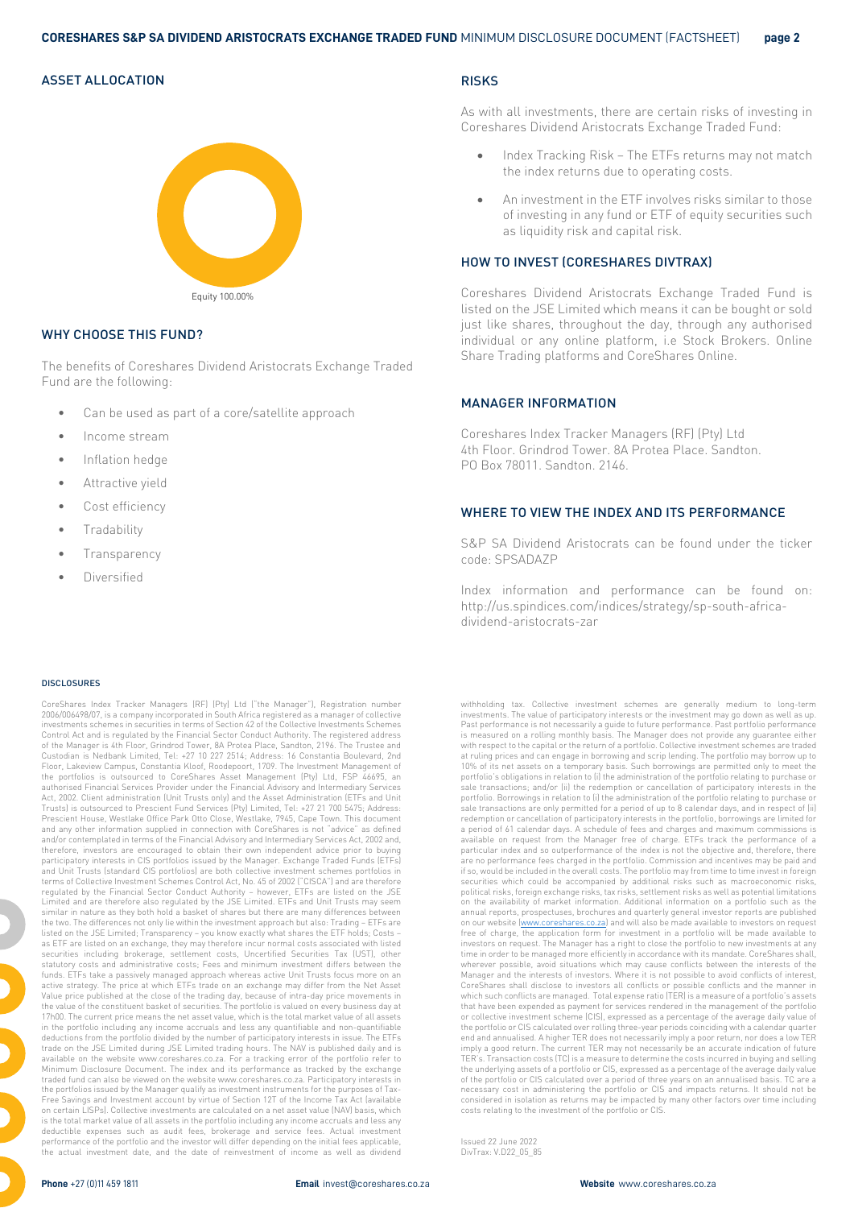## ASSET ALLOCATION

Equity 100.00%

## WHY CHOOSE THIS FUND?

The benefits of Coreshares Dividend Aristocrats Exchange Traded Fund are the following:

- Can be used as part of a core/satellite approach
- Income stream
- Inflation hedge
- Attractive yield
- Cost efficiency
- Tradability
- Transparency
- Diversified

## RISKS

As with all investments, there are certain risks of investing in Coreshares Dividend Aristocrats Exchange Traded Fund:

- Index Tracking Risk – The ETFs returns may not match the index returns due to operating costs.
- An investment in the ETF involves risks similar to those of investing in any fund or ETF of equity securities such as liquidity risk and capital risk.

## HOW TO INVEST (CORESHARES DIVTRAX)

Coreshares Dividend Aristocrats Exchange Traded Fund is listed on the JSE Limited which means it can be bought or sold just like shares, throughout the day, through any authorised individual or any online platform, i.e Stock Brokers. Online Share Trading platforms and CoreShares Online.

## MANAGER INFORMATION

Coreshares Index Tracker Managers (RF) (Pty) Ltd
4th Floor. Grindrod Tower. 8A Protea Place. Sandton.
PO Box 78011. Sandton. 2146.

## WHERE TO VIEW THE INDEX AND ITS PERFORMANCE

S&P SA Dividend Aristocrats can be found under the ticker code: SPSADAZP

Index information and performance can be found on: http://us.spindices.com/indices/strategy/sp-south-africa-dividend-aristocrats-zar

### DISCLOSURES

CoreShares Index Tracker Managers (RF) (Pty) Ltd ("the Manager"), Registration number 2006/006498/07, is a company incorporated in South Africa registered as a manager of collective investments schemes in securities in terms of Section 42 of the Collective Investments Schemes Control Act and is regulated by the Financial Sector Conduct Authority. The registered address of the Manager is 4th Floor, Grindrod Tower, 8A Protea Place, Sandton, 2196. The Trustee and Custodian is Nedbank Limited, Tel: +27 10 227 2514; Address: 16 Constantia Boulevard, 2nd Floor, Lakeview Campus, Constantia Kloof, Roodepoort, 1709. The Investment Management of the portfolios is outsourced to CoreShares Asset Management (Pty) Ltd, FSP 46695, an authorised Financial Services Provider under the Financial Advisory and Intermediary Services Act, 2002. Client administration (Unit Trusts only) and the Asset Administration (ETFs and Unit Trusts) is outsourced to Prescient Fund Services (Pty) Limited, Tel: +27 21 700 5475; Address: Prescient House, Westlake Office Park Otto Close, Westlake, 7945, Cape Town. This document and any other information supplied in connection with CoreShares is not "advice" as defined and/or contemplated in terms of the Financial Advisory and Intermediary Services Act, 2002 and, therefore, investors are encouraged to obtain their own independent advice prior to buying participatory interests in CIS portfolios issued by the Manager. Exchange Traded Funds (ETFs) and Unit Trusts (standard CIS portfolios) are both collective investment schemes portfolios in terms of Collective Investment Schemes Control Act, No. 45 of 2002 ("CISCA") and are therefore regulated by the Financial Sector Conduct Authority – however, ETFs are listed on the JSE Limited and are therefore also regulated by the JSE Limited. ETFs and Unit Trusts may seem similar in nature as they both hold a basket of shares but there are many differences between the two. The differences not only lie within the investment approach but also: Trading – ETFs are listed on the JSE Limited; Transparency – you know exactly what shares the ETF holds; Costs – as ETF are listed on an exchange, they may therefore incur normal costs associated with listed securities including brokerage, settlement costs, Uncertified Securities Tax (UST), other statutory costs and administrative costs; Fees and minimum investment differs between the funds. ETFs take a passively managed approach whereas active Unit Trusts focus more on an active strategy. The price at which ETFs trade on an exchange may differ from the Net Asset Value price published at the close of the trading day, because of intra-day price movements in the value of the constituent basket of securities. The portfolio is valued on every business day at 17h00. The current price means the net asset value, which is the total market value of all assets in the portfolio including any income accruals and less any quantifiable and non-quantifiable deductions from the portfolio divided by the number of participatory interests in issue. The ETFs trade on the JSE Limited during JSE Limited trading hours. The NAV is published daily and is available on the website www.coreshares.co.za. For a tracking error of the portfolio refer to Minimum Disclosure Document. The index and its performance as tracked by the exchange traded fund can also be viewed on the website www.coreshares.co.za. Participatory interests in the portfolios issued by the Manager qualify as investment instruments for the purposes of Tax-Free Savings and Investment account by virtue of Section 12T of the Income Tax Act (available on certain LISPs). Collective investments are calculated on a net asset value (NAV) basis, which is the total market value of all assets in the portfolio including any income accruals and less any deductible expenses such as audit fees, brokerage and service fees. Actual investment performance of the portfolio and the investor will differ depending on the initial fees applicable, the actual investment date, and the date of reinvestment of income as well as dividend withholding tax. Collective investment schemes are generally medium to long-term investments. The value of participatory interests or the investment may go down as well as up. Past performance is not necessarily a guide to future performance. Past portfolio performance is measured on a rolling monthly basis. The Manager does not provide any guarantee either with respect to the capital or the return of a portfolio. Collective investment schemes are traded at ruling prices and can engage in borrowing and scrip lending. The portfolio may borrow up to 10% of its net assets on a temporary basis. Such borrowings are permitted only to meet the portfolio's obligations in relation to (i) the administration of the portfolio relating to purchase or sale transactions; and/or (ii) the redemption or cancellation of participatory interests in the portfolio. Borrowings in relation to (i) the administration of the portfolio relating to purchase or sale transactions are only permitted for a period of up to 8 calendar days, and in respect of (ii) redemption or cancellation of participatory interests in the portfolio, borrowings are limited for a period of 61 calendar days. A schedule of fees and charges and maximum commissions is available on request from the Manager free of charge. ETFs track the performance of a particular index and so outperformance of the index is not the objective and, therefore, there are no performance fees charged in the portfolio. Commission and incentives may be paid and if so, would be included in the overall costs. The portfolio may from time to time invest in foreign securities which could be accompanied by additional risks such as macroeconomic risks, political risks, foreign exchange risks, tax risks, settlement risks as well as potential limitations on the availability of market information. Additional information on a portfolio such as the annual reports, prospectuses, brochures and quarterly general investor reports are published on our website (www.coreshares.co.za) and will also be made available to investors on request free of charge, the application form for investment in a portfolio will be made available to investors on request. The Manager has a right to close the portfolio to new investments at any time in order to be managed more efficiently in accordance with its mandate. CoreShares shall, wherever possible, avoid situations which may cause conflicts between the interests of the Manager and the interests of investors. Where it is not possible to avoid conflicts of interest, CoreShares shall disclose to investors all conflicts or possible conflicts and the manner in which such conflicts are managed. Total expense ratio (TER) is a measure of a portfolio's assets that have been expended as payment for services rendered in the management of the portfolio or collective investment scheme (CIS), expressed as a percentage of the average daily value of the portfolio or CIS calculated over rolling three-year periods coinciding with a calendar quarter end and annualised. A higher TER does not necessarily imply a poor return, nor does a low TER imply a good return. The current TER may not necessarily be an accurate indication of future TER's. Transaction costs (TC) is a measure to determine the costs incurred in buying and selling the underlying assets of a portfolio or CIS, expressed as a percentage of the average daily value of the portfolio or CIS calculated over a period of three years on an annualised basis. TC are a necessary cost in administering the portfolio or CIS and impacts returns. It should not be considered in isolation as returns may be impacted by many other factors over time including costs relating to the investment of the portfolio or CIS.

Issued 22 June 2022
DivTrax: V.D22_05_85

**Phone** +27 (0)11 459 1811 **Email** invest@coreshares.co.za **Website** www.coreshares.co.za